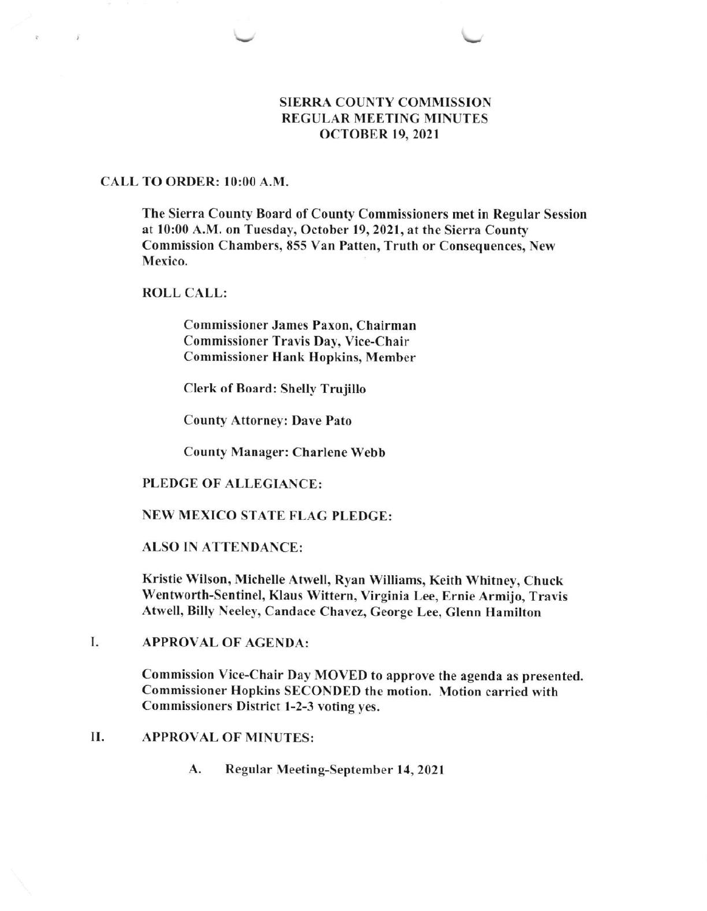# SIERRA COUNTY COMMISSION
## REGULAR MEETING MINUTES
## OCTOBER 19, 2021

**CALL TO ORDER: 10:00 A.M.**

**The Sierra County Board of County Commissioners met in Regular Session at 10:00 A.M. on Tuesday, October 19, 2021, at the Sierra County Commission Chambers, 855 Van Patten, Truth or Consequences, New Mexico.**

**ROLL CALL:**

**Commissioner James Paxon, Chairman**
**Commissioner Travis Day, Vice-Chair**
**Commissioner Hank Hopkins, Member**

**Clerk of Board: Shelly Trujillo**

**County Attorney: Dave Pato**

**County Manager: Charlene Webb**

**PLEDGE OF ALLEGIANCE:**

**NEW MEXICO STATE FLAG PLEDGE:**

**ALSO IN ATTENDANCE:**

**Kristie Wilson, Michelle Atwell, Ryan Williams, Keith Whitney, Chuck Wentworth-Sentinel, Klaus Wittern, Virginia Lee, Ernie Armijo, Travis Atwell, Billy Neeley, Candace Chavez, George Lee, Glenn Hamilton**

**I. APPROVAL OF AGENDA:**

**Commission Vice-Chair Day MOVED to approve the agenda as presented. Commissioner Hopkins SECONDED the motion. Motion carried with Commissioners District 1-2-3 voting yes.**

**II. APPROVAL OF MINUTES:**

**A. Regular Meeting-September 14, 2021**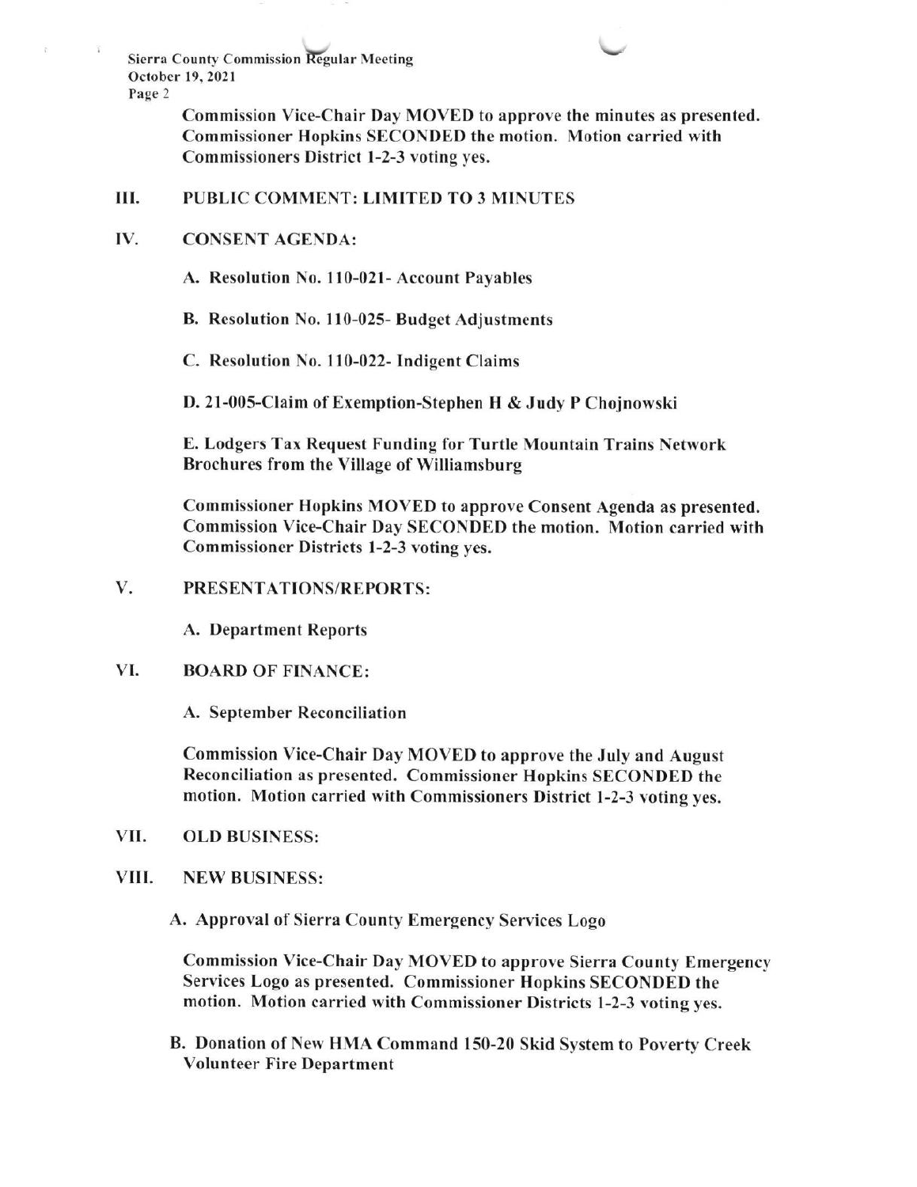Commission Vice-Chair Day MOVED to approve the minutes as presented. Commissioner Hopkins SECONDED the motion. Motion carried with Commissioners District 1-2-3 voting yes.

**III. PUBLIC COMMENT: LIMITED TO 3 MINUTES**

**IV. CONSENT AGENDA:**

**A. Resolution No. 110-021- Account Payables**

**B. Resolution No. 110-025- Budget Adjustments**

**C. Resolution No. 110-022- Indigent Claims**

**D. 21-005-Claim of Exemption-Stephen H & Judy P Chojnowski**

**E. Lodgers Tax Request Funding for Turtle Mountain Trains Network Brochures from the Village of Williamsburg**

Commissioner Hopkins MOVED to approve Consent Agenda as presented. Commission Vice-Chair Day SECONDED the motion. Motion carried with Commissioner Districts 1-2-3 voting yes.

**V. PRESENTATIONS/REPORTS:**

**A. Department Reports**

**VI. BOARD OF FINANCE:**

**A. September Reconciliation**

Commission Vice-Chair Day MOVED to approve the July and August Reconciliation as presented. Commissioner Hopkins SECONDED the motion. Motion carried with Commissioners District 1-2-3 voting yes.

**VII. OLD BUSINESS:**

**VIII. NEW BUSINESS:**

**A. Approval of Sierra County Emergency Services Logo**

Commission Vice-Chair Day MOVED to approve Sierra County Emergency Services Logo as presented. Commissioner Hopkins SECONDED the motion. Motion carried with Commissioner Districts 1-2-3 voting yes.

**B. Donation of New HMA Command 150-20 Skid System to Poverty Creek Volunteer Fire Department**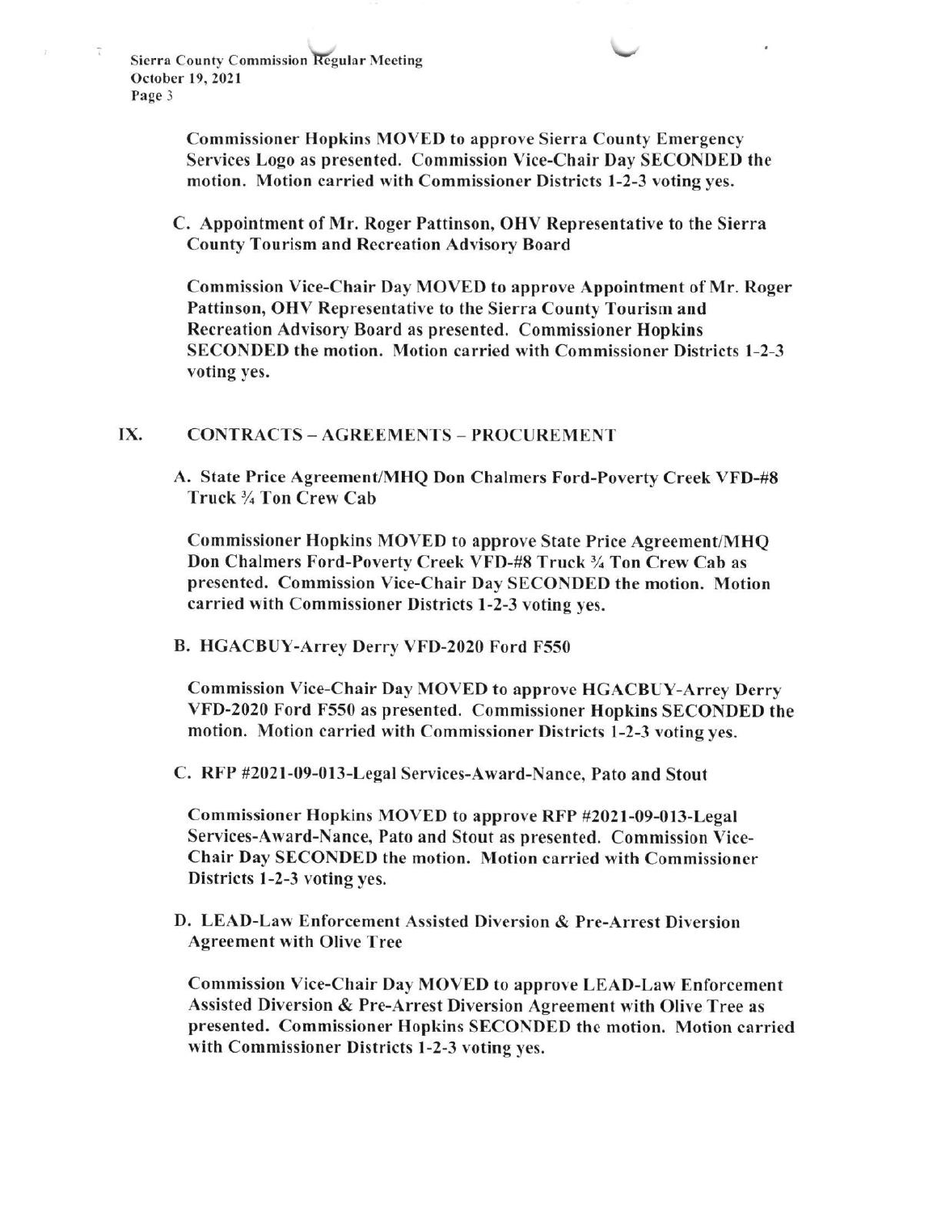**Commissioner Hopkins MOVED to approve Sierra County Emergency Services Logo as presented. Commission Vice-Chair Day SECONDED the motion. Motion carried with Commissioner Districts 1-2-3 voting yes.**

**C. Appointment of Mr. Roger Pattinson, OHV Representative to the Sierra County Tourism and Recreation Advisory Board**

**Commission Vice-Chair Day MOVED to approve Appointment of Mr. Roger Pattinson, OHV Representative to the Sierra County Tourism and Recreation Advisory Board as presented. Commissioner Hopkins SECONDED the motion. Motion carried with Commissioner Districts 1-2-3 voting yes.**

## IX. CONTRACTS – AGREEMENTS – PROCUREMENT

**A. State Price Agreement/MHQ Don Chalmers Ford-Poverty Creek VFD-#8 Truck ¾ Ton Crew Cab**

**Commissioner Hopkins MOVED to approve State Price Agreement/MHQ Don Chalmers Ford-Poverty Creek VFD-#8 Truck ¾ Ton Crew Cab as presented. Commission Vice-Chair Day SECONDED the motion. Motion carried with Commissioner Districts 1-2-3 voting yes.**

**B. HGACBUY-Arrey Derry VFD-2020 Ford F550**

**Commission Vice-Chair Day MOVED to approve HGACBUY-Arrey Derry VFD-2020 Ford F550 as presented. Commissioner Hopkins SECONDED the motion. Motion carried with Commissioner Districts 1-2-3 voting yes.**

**C. RFP #2021-09-013-Legal Services-Award-Nance, Pato and Stout**

**Commissioner Hopkins MOVED to approve RFP #2021-09-013-Legal Services-Award-Nance, Pato and Stout as presented. Commission Vice-Chair Day SECONDED the motion. Motion carried with Commissioner Districts 1-2-3 voting yes.**

**D. LEAD-Law Enforcement Assisted Diversion & Pre-Arrest Diversion Agreement with Olive Tree**

**Commission Vice-Chair Day MOVED to approve LEAD-Law Enforcement Assisted Diversion & Pre-Arrest Diversion Agreement with Olive Tree as presented. Commissioner Hopkins SECONDED the motion. Motion carried with Commissioner Districts 1-2-3 voting yes.**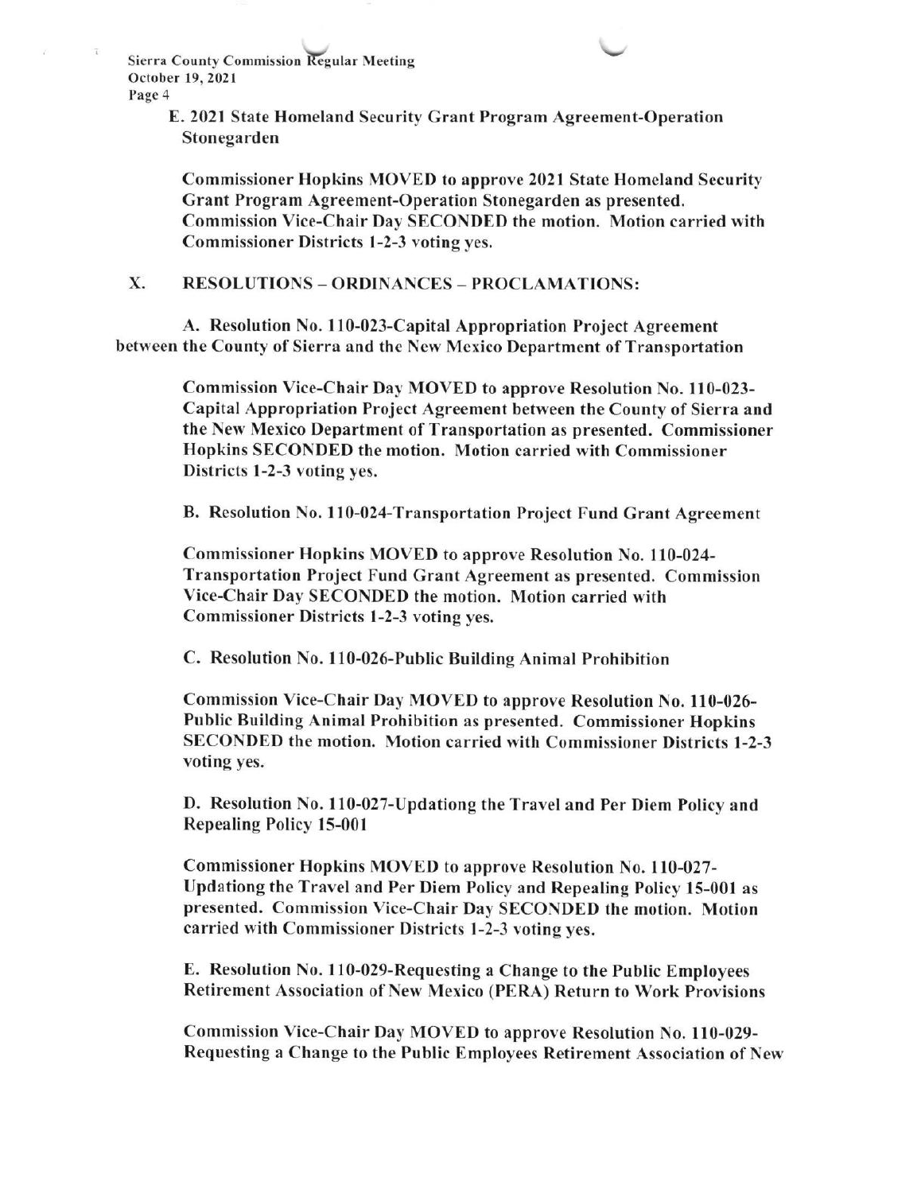**E. 2021 State Homeland Security Grant Program Agreement-Operation Stonegarden**

**Commissioner Hopkins MOVED to approve 2021 State Homeland Security Grant Program Agreement-Operation Stonegarden as presented. Commission Vice-Chair Day SECONDED the motion. Motion carried with Commissioner Districts 1-2-3 voting yes.**

## X. RESOLUTIONS – ORDINANCES – PROCLAMATIONS:

**A. Resolution No. 110-023-Capital Appropriation Project Agreement between the County of Sierra and the New Mexico Department of Transportation**

**Commission Vice-Chair Day MOVED to approve Resolution No. 110-023-Capital Appropriation Project Agreement between the County of Sierra and the New Mexico Department of Transportation as presented. Commissioner Hopkins SECONDED the motion. Motion carried with Commissioner Districts 1-2-3 voting yes.**

**B. Resolution No. 110-024-Transportation Project Fund Grant Agreement**

**Commissioner Hopkins MOVED to approve Resolution No. 110-024-Transportation Project Fund Grant Agreement as presented. Commission Vice-Chair Day SECONDED the motion. Motion carried with Commissioner Districts 1-2-3 voting yes.**

**C. Resolution No. 110-026-Public Building Animal Prohibition**

**Commission Vice-Chair Day MOVED to approve Resolution No. 110-026-Public Building Animal Prohibition as presented. Commissioner Hopkins SECONDED the motion. Motion carried with Commissioner Districts 1-2-3 voting yes.**

**D. Resolution No. 110-027-Updationg the Travel and Per Diem Policy and Repealing Policy 15-001**

**Commissioner Hopkins MOVED to approve Resolution No. 110-027-Updationg the Travel and Per Diem Policy and Repealing Policy 15-001 as presented. Commission Vice-Chair Day SECONDED the motion. Motion carried with Commissioner Districts 1-2-3 voting yes.**

**E. Resolution No. 110-029-Requesting a Change to the Public Employees Retirement Association of New Mexico (PERA) Return to Work Provisions**

**Commission Vice-Chair Day MOVED to approve Resolution No. 110-029-Requesting a Change to the Public Employees Retirement Association of New**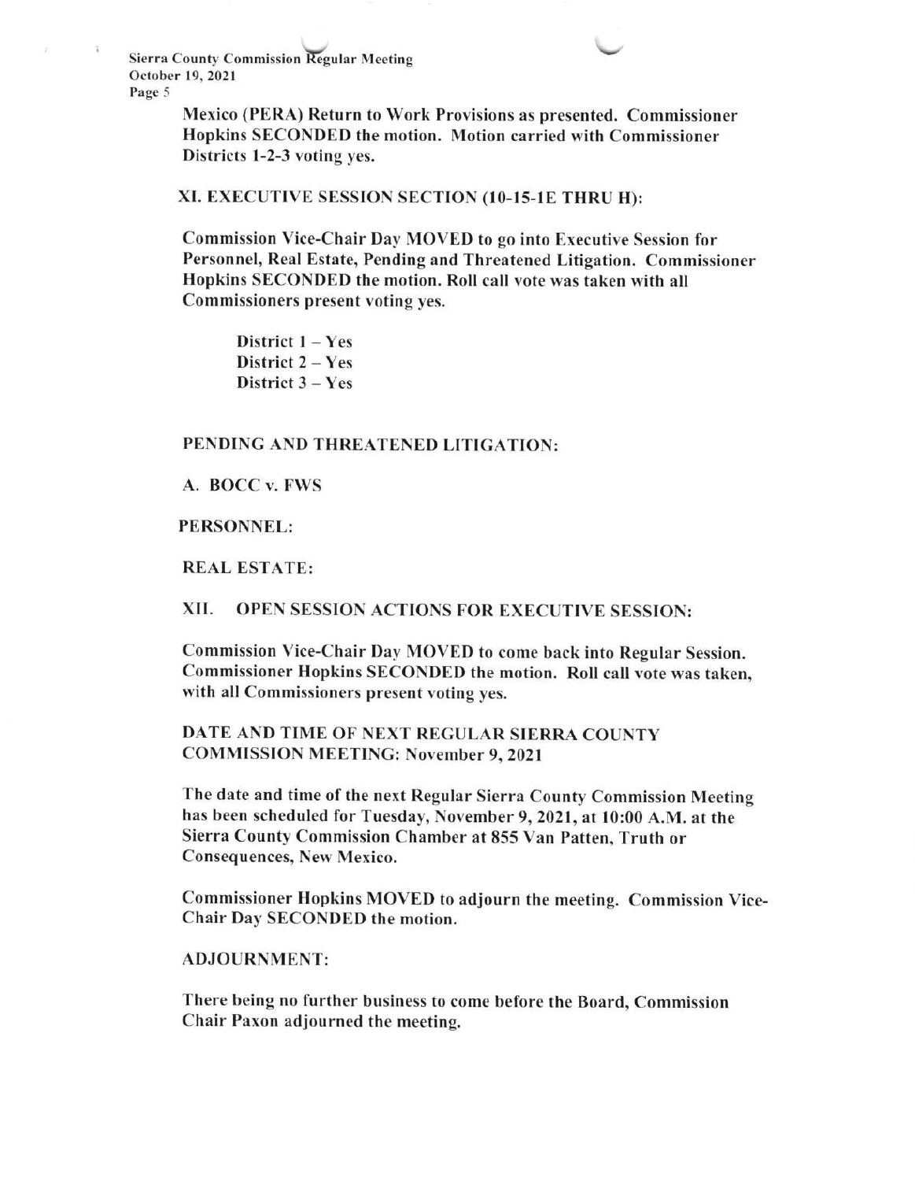**Mexico (PERA) Return to Work Provisions as presented. Commissioner Hopkins SECONDED the motion. Motion carried with Commissioner Districts 1-2-3 voting yes.**

## XI. EXECUTIVE SESSION SECTION (10-15-1E THRU H):

**Commission Vice-Chair Day MOVED to go into Executive Session for Personnel, Real Estate, Pending and Threatened Litigation. Commissioner Hopkins SECONDED the motion. Roll call vote was taken with all Commissioners present voting yes.**

**District 1 – Yes**
**District 2 – Yes**
**District 3 – Yes**

**PENDING AND THREATENED LITIGATION:**

**A. BOCC v. FWS**

**PERSONNEL:**

**REAL ESTATE:**

## XII. OPEN SESSION ACTIONS FOR EXECUTIVE SESSION:

**Commission Vice-Chair Day MOVED to come back into Regular Session. Commissioner Hopkins SECONDED the motion. Roll call vote was taken, with all Commissioners present voting yes.**

**DATE AND TIME OF NEXT REGULAR SIERRA COUNTY COMMISSION MEETING: November 9, 2021**

**The date and time of the next Regular Sierra County Commission Meeting has been scheduled for Tuesday, November 9, 2021, at 10:00 A.M. at the Sierra County Commission Chamber at 855 Van Patten, Truth or Consequences, New Mexico.**

**Commissioner Hopkins MOVED to adjourn the meeting. Commission Vice-Chair Day SECONDED the motion.**

**ADJOURNMENT:**

**There being no further business to come before the Board, Commission Chair Paxon adjourned the meeting.**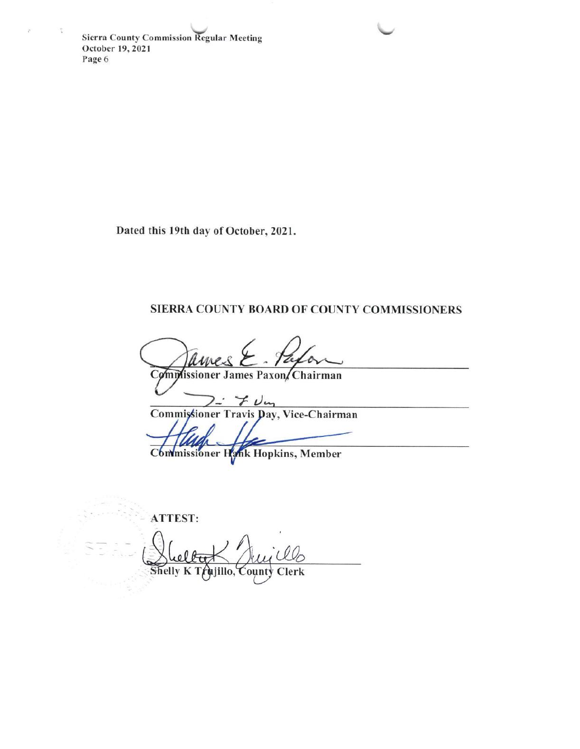Dated this 19th day of October, 2021.

**SIERRA COUNTY BOARD OF COUNTY COMMISSIONERS**

Commissioner James Paxon, Chairman

Commissioner Travis Day, Vice-Chairman

Commissioner Hank Hopkins, Member

ATTEST:

Shelly K Trujillo, County Clerk